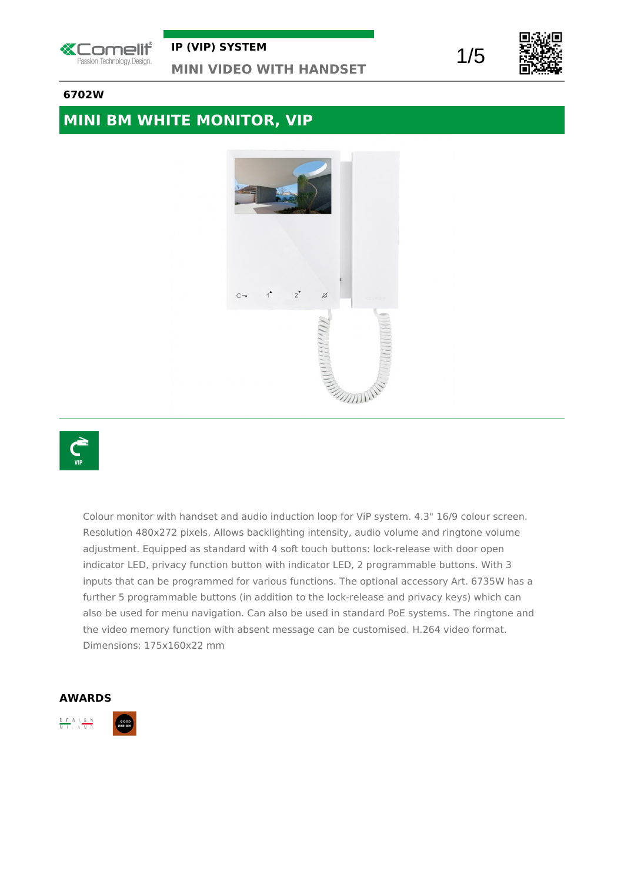# IP (VIP) SYSTEM

## MINI VIDEO WITH HANDSET

**6702W**

## MINI BM WHITE MONITOR, VIP

Colour monitor with handset and audio induction loop for ViP system. 4.3" 16/9 colour screen. Resolution 480x272 pixels. Allows backlighting intensity, audio volume and ringtone volume adjustment. Equipped as standard with 4 soft touch buttons: lock-release with door open indicator LED, privacy function button with indicator LED, 2 programmable buttons. With 3 inputs that can be programmed for various functions. The optional accessory Art. 6735W has a further 5 programmable buttons (in addition to the lock-release and privacy keys) which can also be used for menu navigation. Can also be used in standard PoE systems. The ringtone and the video memory function with absent message can be customised. H.264 video format. Dimensions: 175x160x22 mm

### AWARDS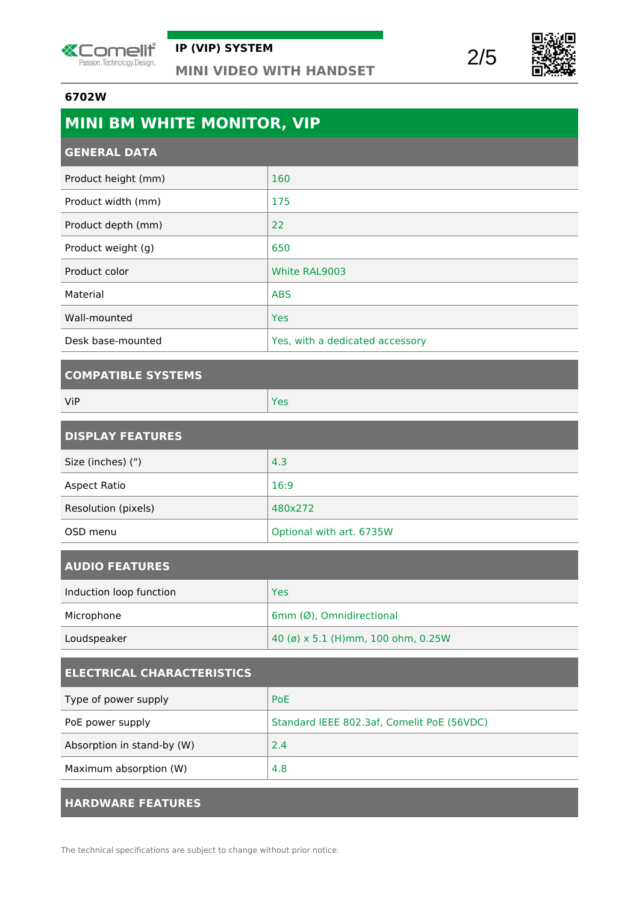**6702W**

# MINI BM WHITE MONITOR, VIP

## GENERAL DATA

| | |
|---|---|
| Product height (mm) | 160 |
| Product width (mm) | 175 |
| Product depth (mm) | 22 |
| Product weight (g) | 650 |
| Product color | White RAL9003 |
| Material | ABS |
| Wall-mounted | Yes |
| Desk base-mounted | Yes, with a dedicated accessory |

## COMPATIBLE SYSTEMS

| | |
|---|---|
| ViP | Yes |

## DISPLAY FEATURES

| | |
|---|---|
| Size (inches) (") | 4.3 |
| Aspect Ratio | 16:9 |
| Resolution (pixels) | 480x272 |
| OSD menu | Optional with art. 6735W |

## AUDIO FEATURES

| | |
|---|---|
| Induction loop function | Yes |
| Microphone | 6mm (Ø), Omnidirectional |
| Loudspeaker | 40 (ø) x 5.1 (H)mm, 100 ohm, 0.25W |

## ELECTRICAL CHARACTERISTICS

| | |
|---|---|
| Type of power supply | PoE |
| PoE power supply | Standard IEEE 802.3af, Comelit PoE (56VDC) |
| Absorption in stand-by (W) | 2.4 |
| Maximum absorption (W) | 4.8 |

## HARDWARE FEATURES

The technical specifications are subject to change without prior notice.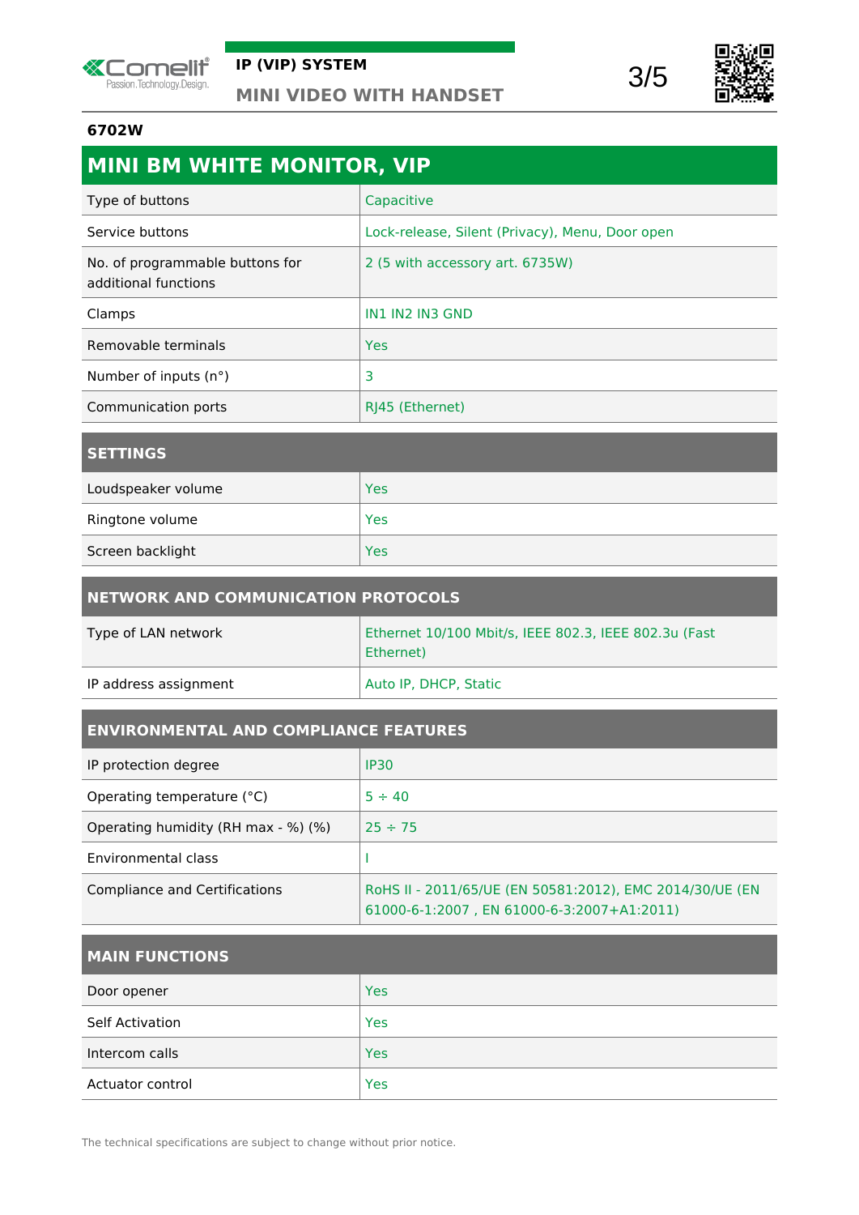**6702W**

## MINI BM WHITE MONITOR, VIP

| | |
|---|---|
| Type of buttons | Capacitive |
| Service buttons | Lock-release, Silent (Privacy), Menu, Door open |
| No. of programmable buttons for additional functions | 2 (5 with accessory art. 6735W) |
| Clamps | IN1 IN2 IN3 GND |
| Removable terminals | Yes |
| Number of inputs (n°) | 3 |
| Communication ports | RJ45 (Ethernet) |

### SETTINGS

| | |
|---|---|
| Loudspeaker volume | Yes |
| Ringtone volume | Yes |
| Screen backlight | Yes |

### NETWORK AND COMMUNICATION PROTOCOLS

| | |
|---|---|
| Type of LAN network | Ethernet 10/100 Mbit/s, IEEE 802.3, IEEE 802.3u (Fast Ethernet) |
| IP address assignment | Auto IP, DHCP, Static |

### ENVIRONMENTAL AND COMPLIANCE FEATURES

| | |
|---|---|
| IP protection degree | IP30 |
| Operating temperature (°C) | 5 ÷ 40 |
| Operating humidity (RH max - %) (%) | 25 ÷ 75 |
| Environmental class | I |
| Compliance and Certifications | RoHS II - 2011/65/UE (EN 50581:2012), EMC 2014/30/UE (EN 61000-6-1:2007 , EN 61000-6-3:2007+A1:2011) |

### MAIN FUNCTIONS

| | |
|---|---|
| Door opener | Yes |
| Self Activation | Yes |
| Intercom calls | Yes |
| Actuator control | Yes |

The technical specifications are subject to change without prior notice.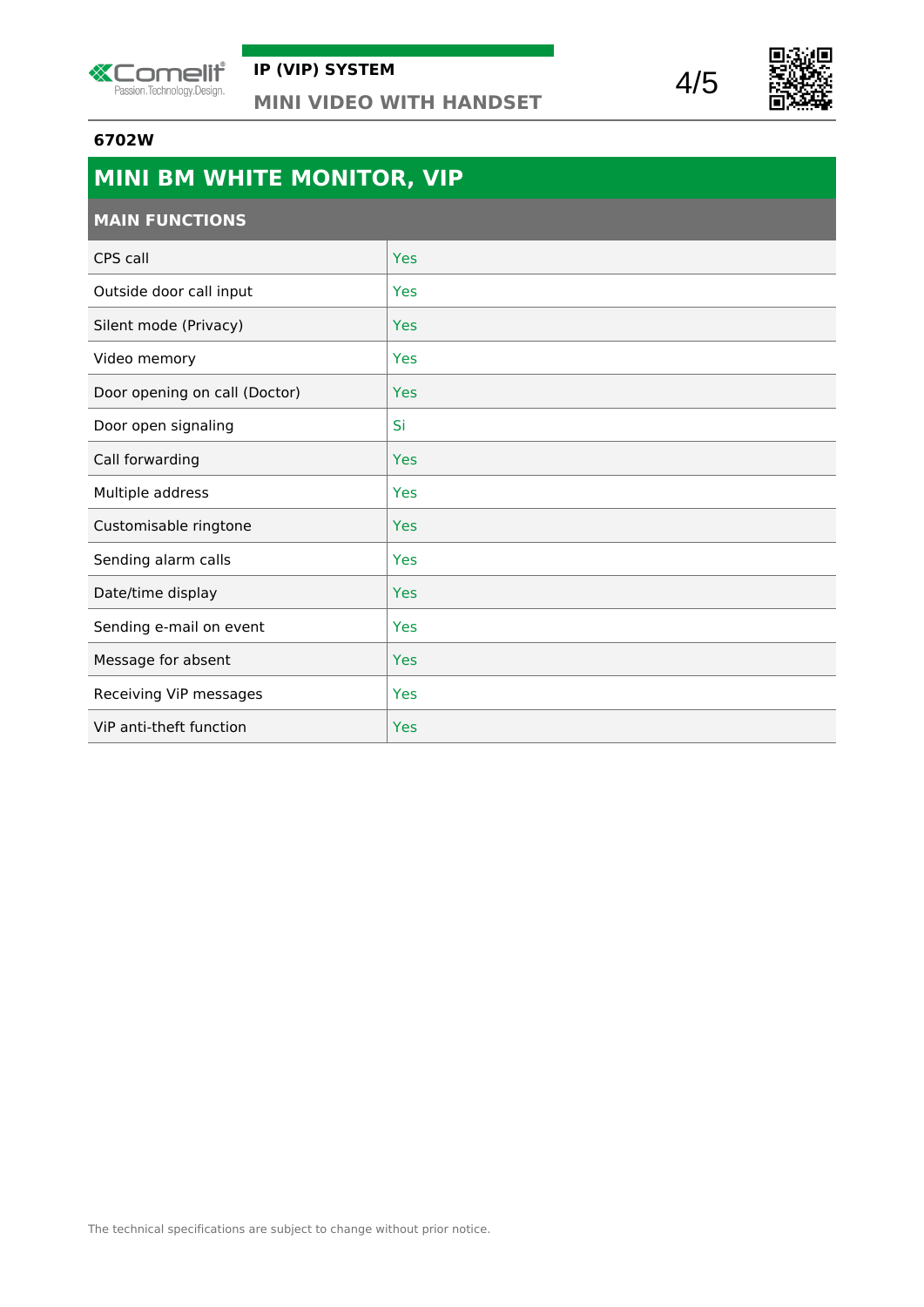**6702W**

# MINI BM WHITE MONITOR, VIP

## MAIN FUNCTIONS

| | |
|---|---|
| CPS call | Yes |
| Outside door call input | Yes |
| Silent mode (Privacy) | Yes |
| Video memory | Yes |
| Door opening on call (Doctor) | Yes |
| Door open signaling | Si |
| Call forwarding | Yes |
| Multiple address | Yes |
| Customisable ringtone | Yes |
| Sending alarm calls | Yes |
| Date/time display | Yes |
| Sending e-mail on event | Yes |
| Message for absent | Yes |
| Receiving ViP messages | Yes |
| ViP anti-theft function | Yes |

The technical specifications are subject to change without prior notice.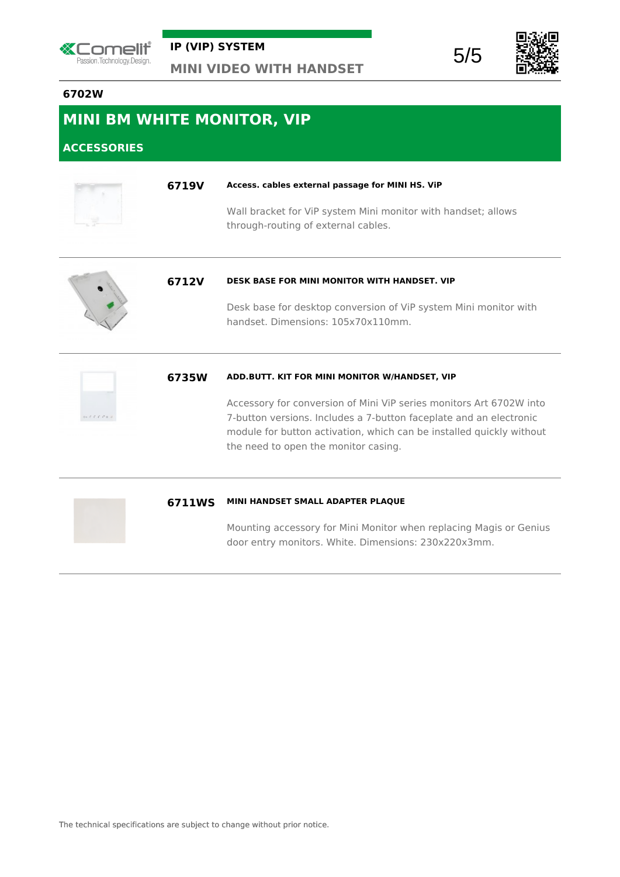6702W

# MINI BM WHITE MONITOR, VIP

## ACCESSORIES

**6719V** **Access. cables external passage for MINI HS. ViP**

Wall bracket for ViP system Mini monitor with handset; allows through-routing of external cables.

**6712V** **DESK BASE FOR MINI MONITOR WITH HANDSET. VIP**

Desk base for desktop conversion of ViP system Mini monitor with handset. Dimensions: 105x70x110mm.

**6735W** **ADD.BUTT. KIT FOR MINI MONITOR W/HANDSET, VIP**

Accessory for conversion of Mini ViP series monitors Art 6702W into 7-button versions. Includes a 7-button faceplate and an electronic module for button activation, which can be installed quickly without the need to open the monitor casing.

**6711WS** **MINI HANDSET SMALL ADAPTER PLAQUE**

Mounting accessory for Mini Monitor when replacing Magis or Genius door entry monitors. White. Dimensions: 230x220x3mm.

The technical specifications are subject to change without prior notice.